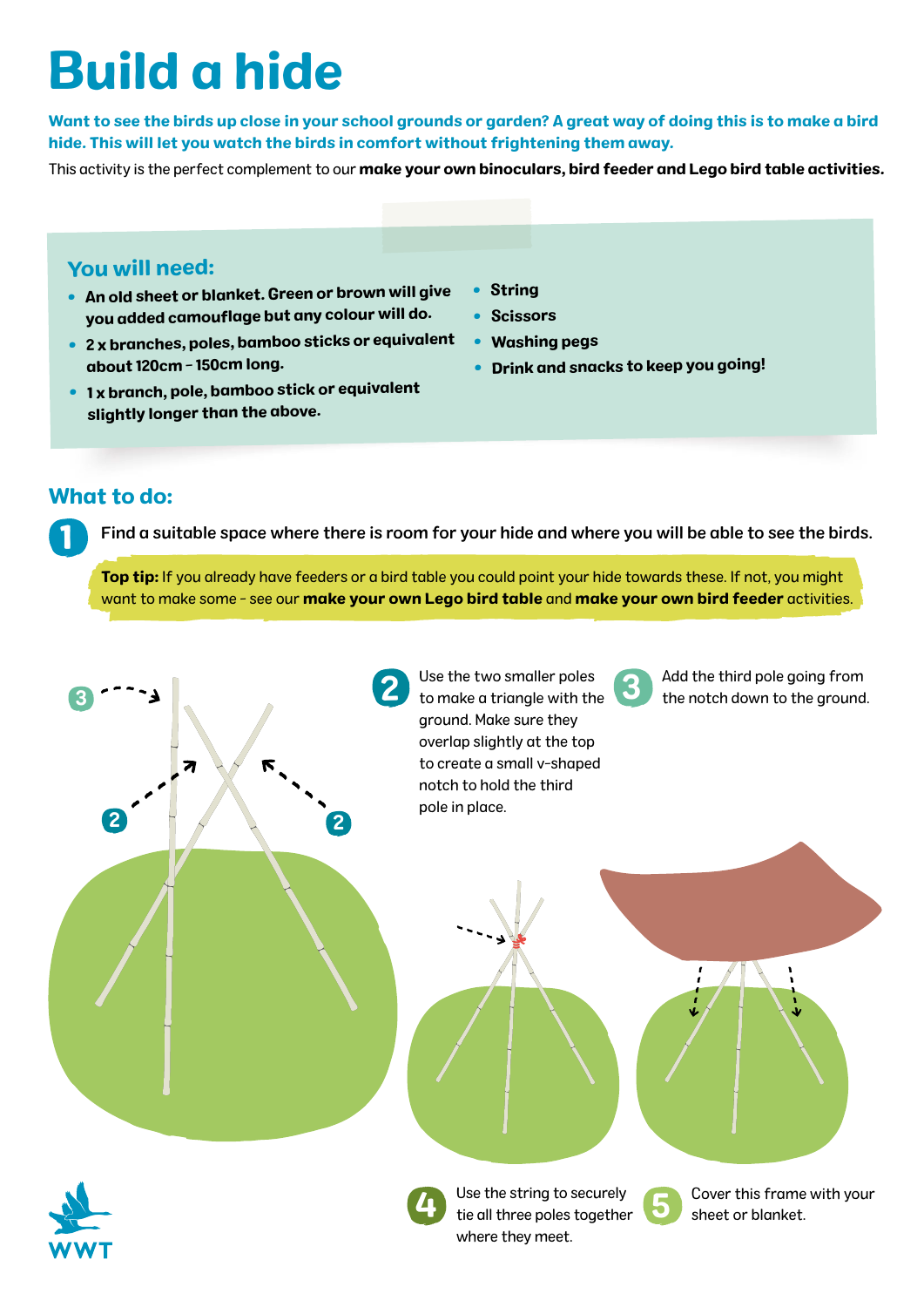# Build a hide

**Want to see the birds up close in your school grounds or garden? A great way of doing this is to make a bird hide. This will let you watch the birds in comfort without frightening them away.**

This activity is the perfect complement to our **make your own binoculars, bird feeder and Lego bird table activities.**

## You will need:

- **An old sheet or blanket. Green or brown will give you added camouflage but any colour will do.**
- **2 x branches, poles, bamboo sticks or equivalent about 120cm – 150cm long.**
- **1 x branch, pole, bamboo stick or equivalent slightly longer than the above.**
- **String**
- **Scissors**
- **Washing pegs**
- **Drink and snacks to keep you going!**

## What to do:

1. Find a suitable space where there is room for your hide and where you will be able to see the birds.

**Top tip:** If you already have feeders or a bird table you could point your hide towards these. If not, you might want to make some - see our **make your own Lego bird table** and **make your own bird feeder** activities.

2. Use the two smaller poles to make a triangle with the ground. Make sure they overlap slightly at the top to create a small v-shaped notch to hold the third pole in place.

3. Add the third pole going from the notch down to the ground.

4. Use the string to securely tie all three poles together where they meet.

5. Cover this frame with your sheet or blanket.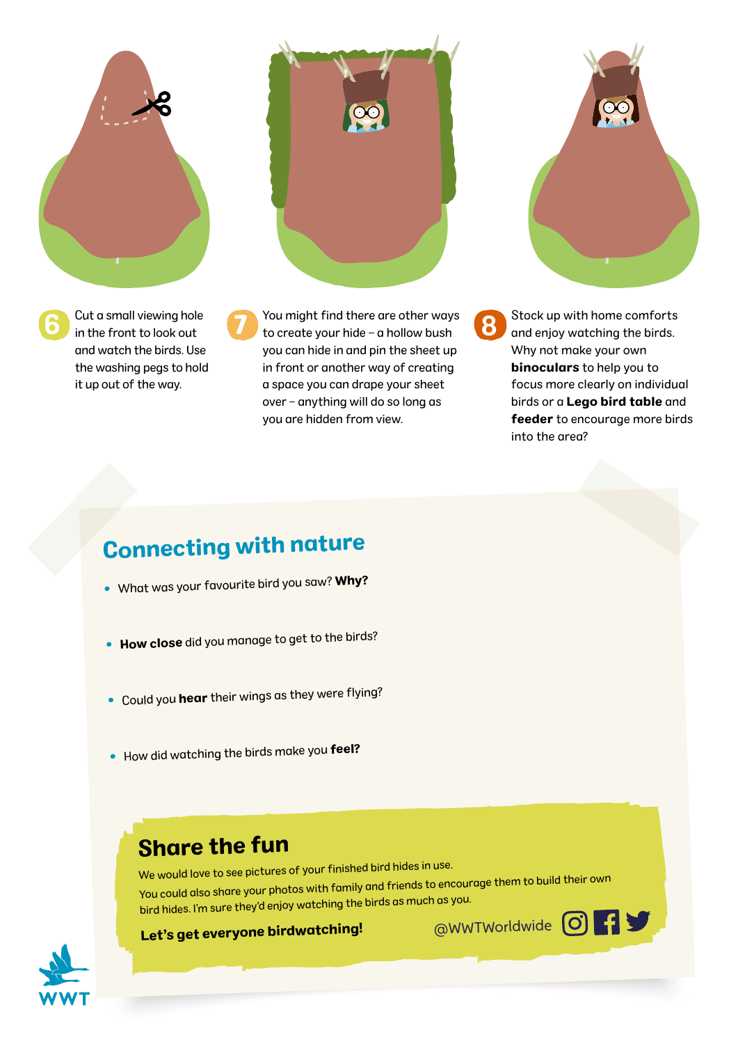6. Cut a small viewing hole in the front to look out and watch the birds. Use the washing pegs to hold it up out of the way.

7. You might find there are other ways to create your hide – a hollow bush you can hide in and pin the sheet up in front or another way of creating a space you can drape your sheet over – anything will do so long as you are hidden from view.

8. Stock up with home comforts and enjoy watching the birds. Why not make your own **binoculars** to help you to focus more clearly on individual birds or a **Lego bird table** and **feeder** to encourage more birds into the area?

## Connecting with nature

- What was your favourite bird you saw? **Why?**
- **How close** did you manage to get to the birds?
- Could you **hear** their wings as they were flying?
- How did watching the birds make you **feel?**

## Share the fun

We would love to see pictures of your finished bird hides in use.

You could also share your photos with family and friends to encourage them to build their own bird hides. I'm sure they'd enjoy watching the birds as much as you.

**Let's get everyone birdwatching!**

@WWTWorldwide

WWT